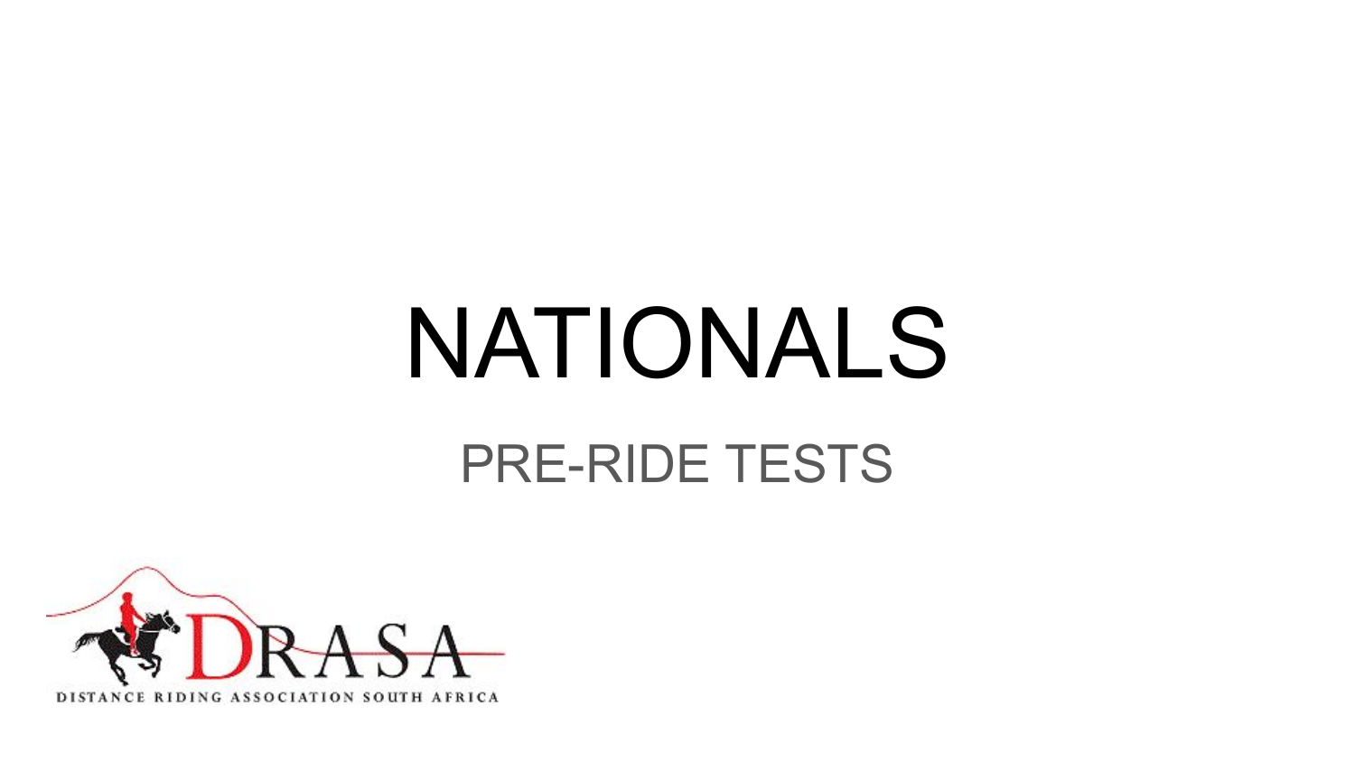# NATIONALS

## PRE-RIDE TESTS

DRASA

DISTANCE RIDING ASSOCIATION SOUTH AFRICA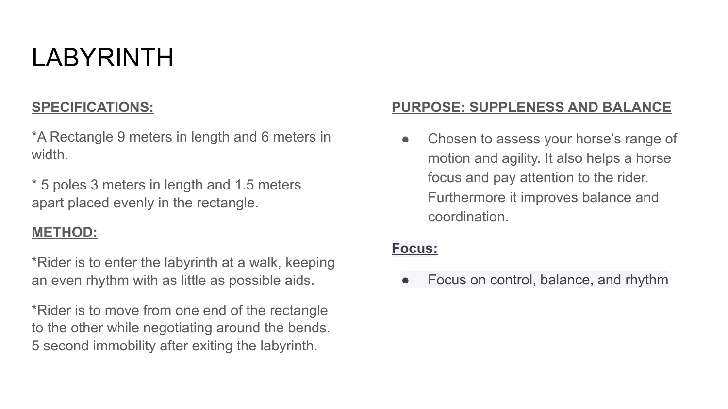# LABYRINTH

**SPECIFICATIONS:**

*A Rectangle 9 meters in length and 6 meters in width.

* 5 poles 3 meters in length and 1.5 meters apart placed evenly in the rectangle.

**METHOD:**

*Rider is to enter the labyrinth at a walk, keeping an even rhythm with as little as possible aids.

*Rider is to move from one end of the rectangle to the other while negotiating around the bends. 5 second immobility after exiting the labyrinth.

**PURPOSE: SUPPLENESS AND BALANCE**

- Chosen to assess your horse's range of motion and agility. It also helps a horse focus and pay attention to the rider. Furthermore it improves balance and coordination.

**Focus:**

- Focus on control, balance, and rhythm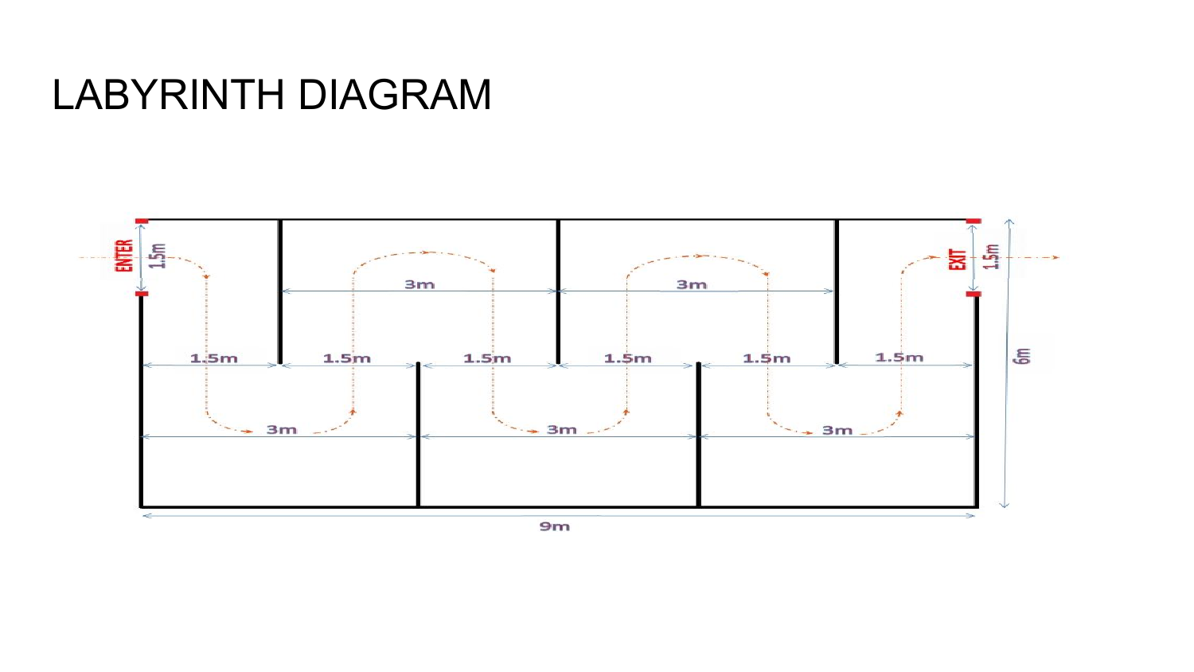# LABYRINTH DIAGRAM

ENTER 1.5m

EXIT 1.5m

3m 3m

1.5m 1.5m 1.5m 1.5m 1.5m 1.5m

3m 3m 3m

6m

9m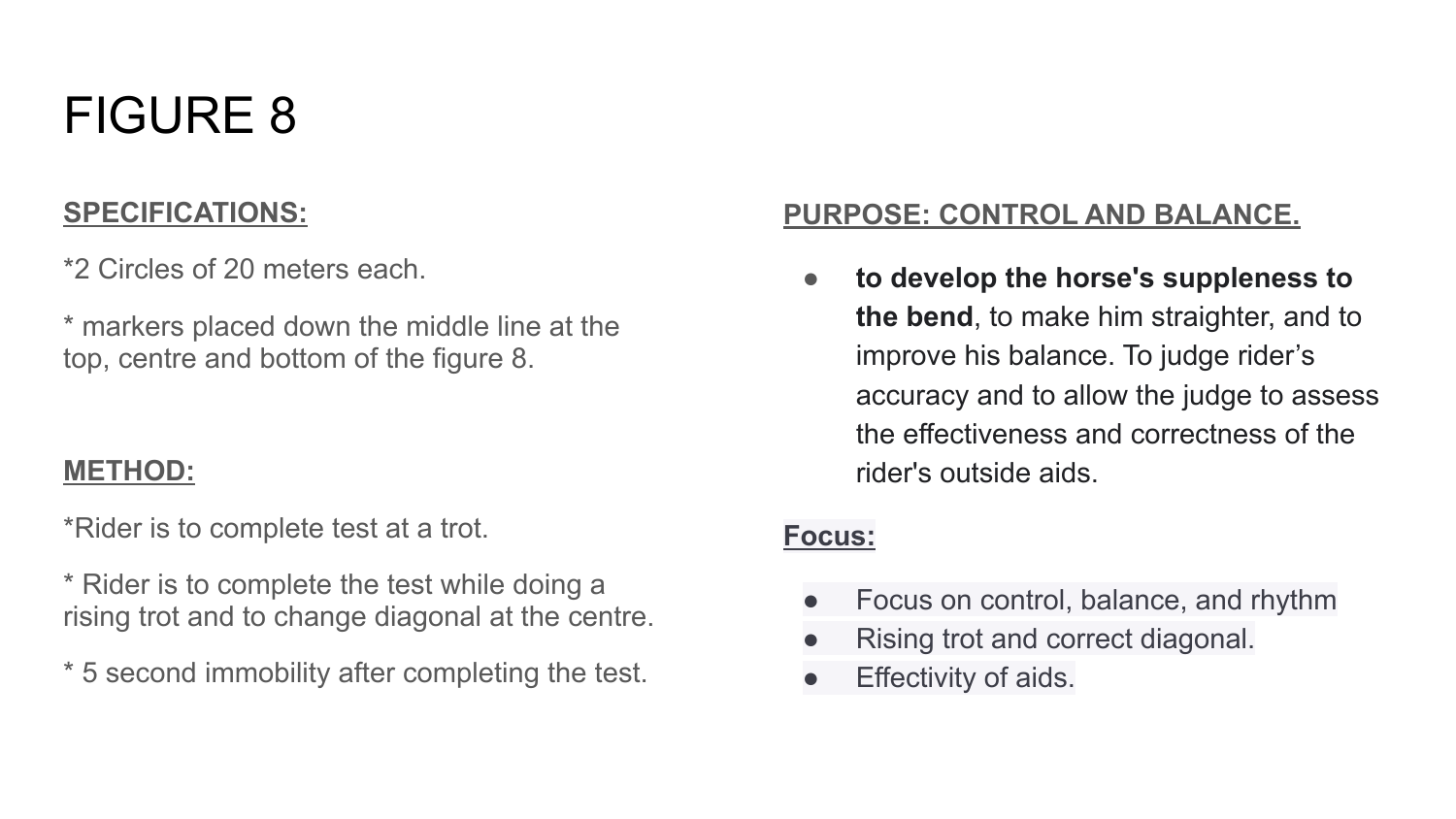# FIGURE 8

**SPECIFICATIONS:**

*2 Circles of 20 meters each.

* markers placed down the middle line at the top, centre and bottom of the figure 8.

**METHOD:**

*Rider is to complete test at a trot.

* Rider is to complete the test while doing a rising trot and to change diagonal at the centre.

* 5 second immobility after completing the test.

**PURPOSE: CONTROL AND BALANCE.**

- **to develop the horse's suppleness to the bend**, to make him straighter, and to improve his balance. To judge rider's accuracy and to allow the judge to assess the effectiveness and correctness of the rider's outside aids.

**Focus:**

- Focus on control, balance, and rhythm
- Rising trot and correct diagonal.
- Effectivity of aids.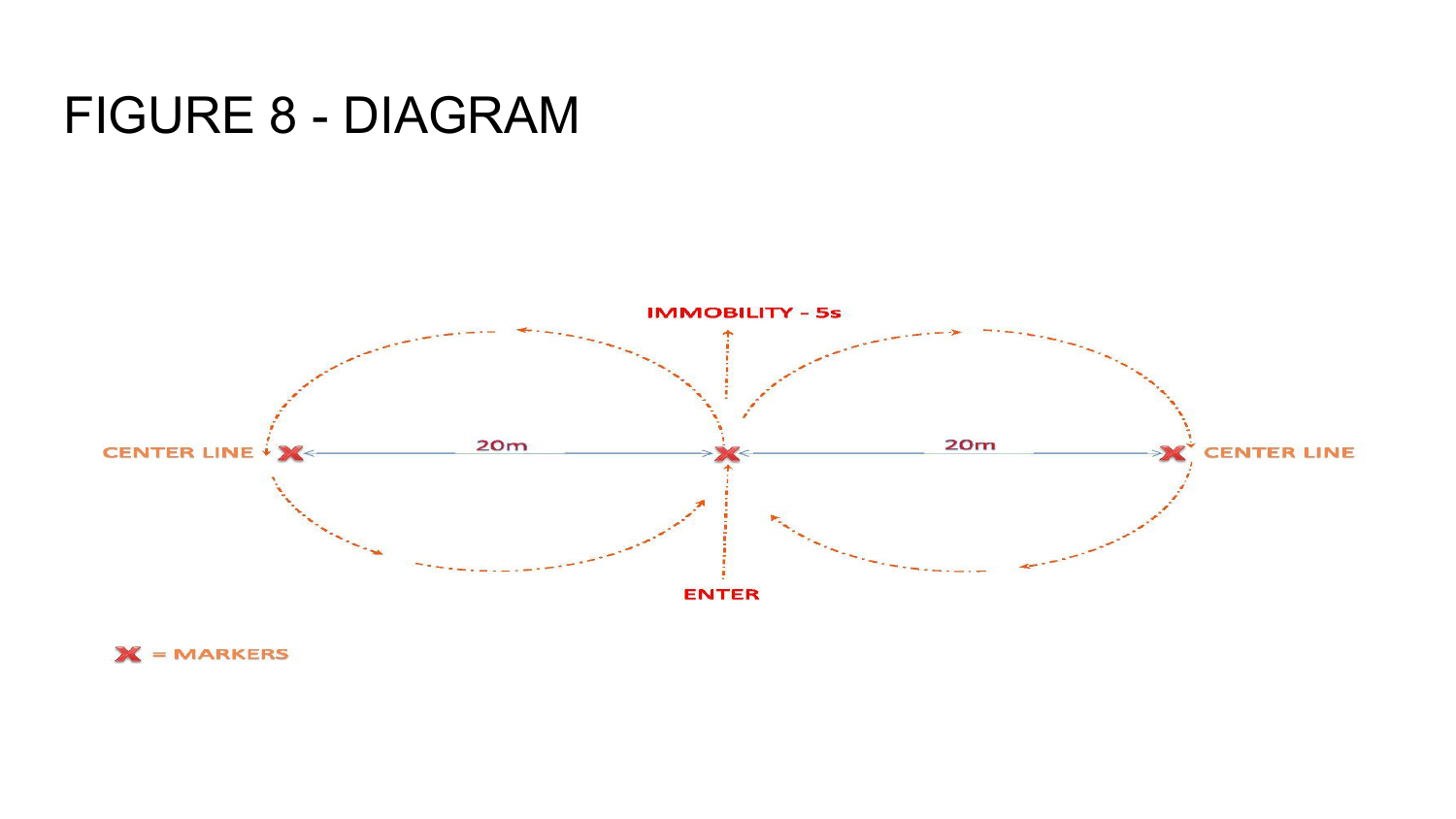# FIGURE 8 - DIAGRAM

IMMOBILITY - 5s

CENTER LINE ✕ ← 20m → ✕ ← 20m → ✕ CENTER LINE

ENTER

✕ = MARKERS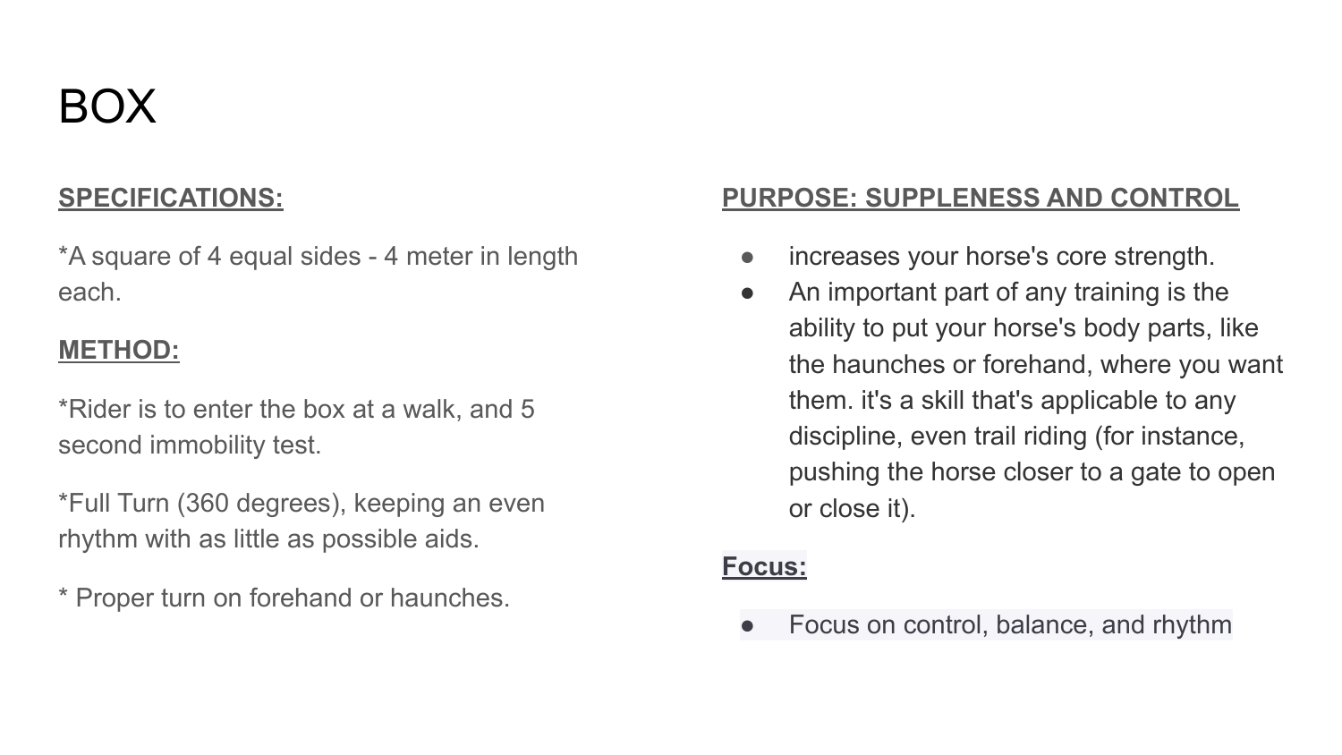# BOX

**SPECIFICATIONS:**

*A square of 4 equal sides - 4 meter in length each.

**METHOD:**

*Rider is to enter the box at a walk, and 5 second immobility test.

*Full Turn (360 degrees), keeping an even rhythm with as little as possible aids.

* Proper turn on forehand or haunches.

**PURPOSE: SUPPLENESS AND CONTROL**

- increases your horse's core strength.
- An important part of any training is the ability to put your horse's body parts, like the haunches or forehand, where you want them. it's a skill that's applicable to any discipline, even trail riding (for instance, pushing the horse closer to a gate to open or close it).

**Focus:**

- Focus on control, balance, and rhythm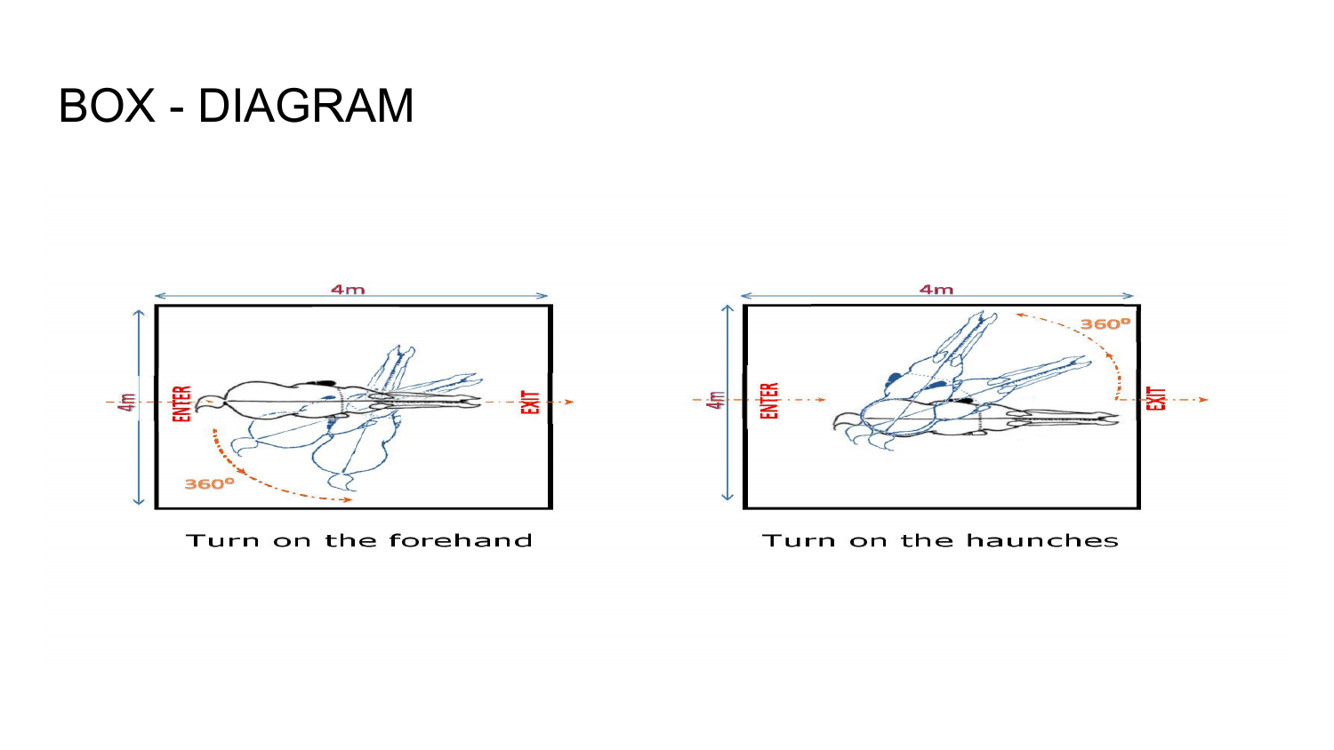# BOX - DIAGRAM

Turn on the forehand

Turn on the haunches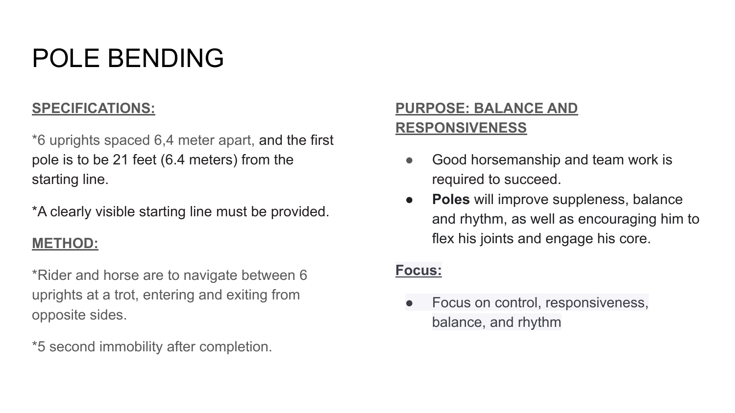# POLE BENDING

**SPECIFICATIONS:**

*6 uprights spaced 6,4 meter apart, and the first pole is to be 21 feet (6.4 meters) from the starting line.

*A clearly visible starting line must be provided.

**METHOD:**

*Rider and horse are to navigate between 6 uprights at a trot, entering and exiting from opposite sides.

*5 second immobility after completion.

**PURPOSE: BALANCE AND RESPONSIVENESS**

- Good horsemanship and team work is required to succeed.
- **Poles** will improve suppleness, balance and rhythm, as well as encouraging him to flex his joints and engage his core.

**Focus:**

- Focus on control, responsiveness, balance, and rhythm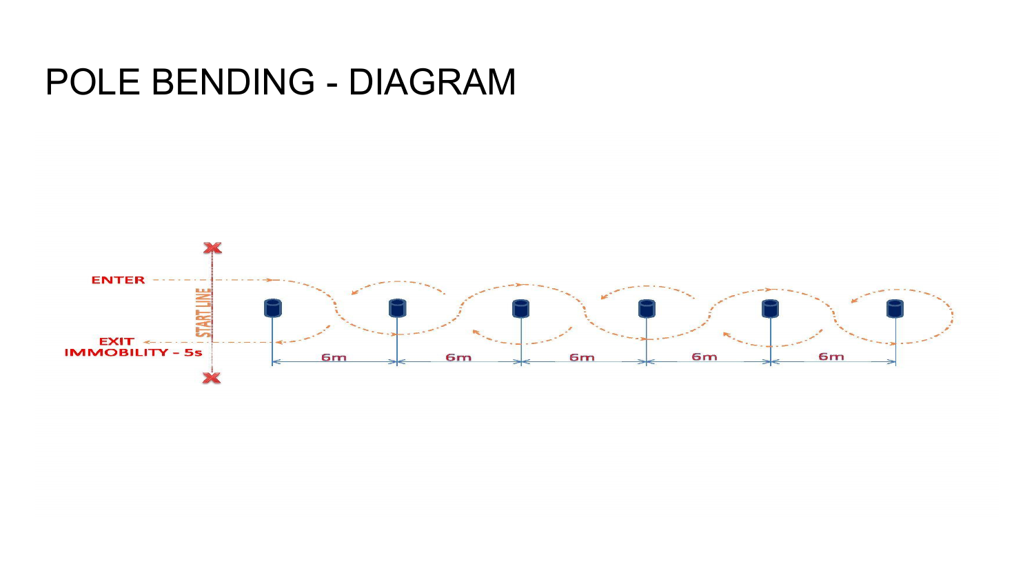# POLE BENDING - DIAGRAM

ENTER

START LINE

EXIT
IMMOBILITY - 5s

6m 6m 6m 6m 6m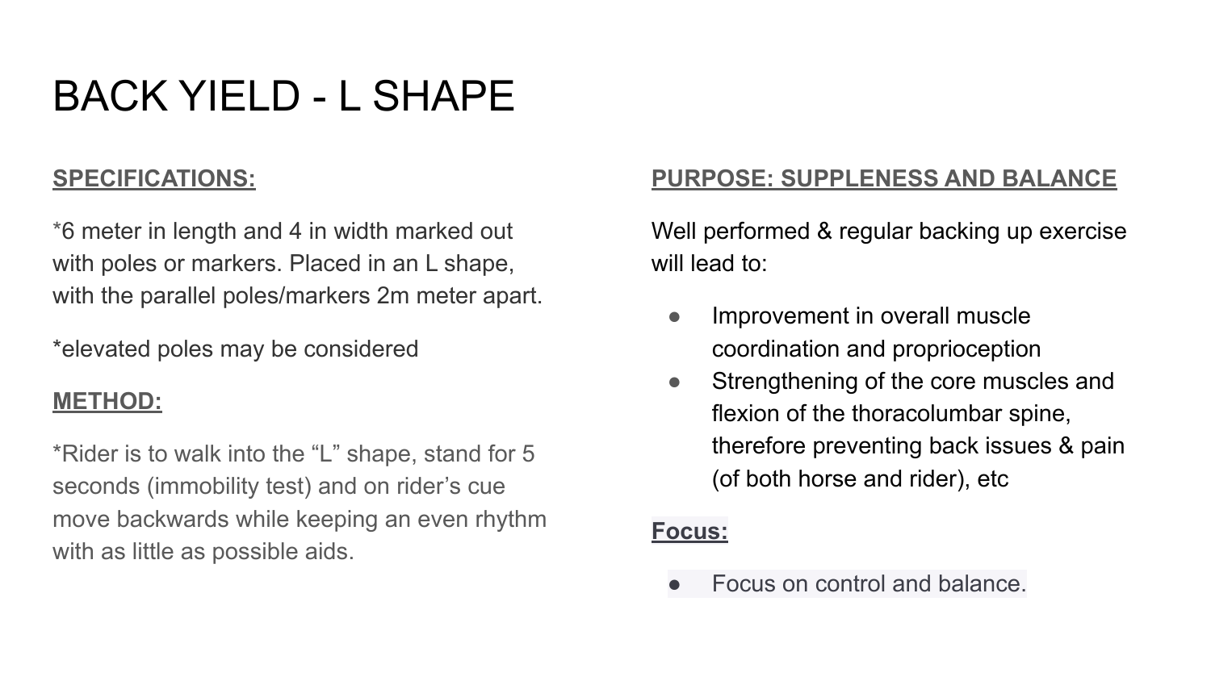# BACK YIELD - L SHAPE

**SPECIFICATIONS:**

*6 meter in length and 4 in width marked out with poles or markers. Placed in an L shape, with the parallel poles/markers 2m meter apart.

*elevated poles may be considered

**METHOD:**

*Rider is to walk into the “L” shape, stand for 5 seconds (immobility test) and on rider’s cue move backwards while keeping an even rhythm with as little as possible aids.

**PURPOSE: SUPPLENESS AND BALANCE**

Well performed & regular backing up exercise will lead to:

- Improvement in overall muscle coordination and proprioception
- Strengthening of the core muscles and flexion of the thoracolumbar spine, therefore preventing back issues & pain (of both horse and rider), etc

**Focus:**

- Focus on control and balance.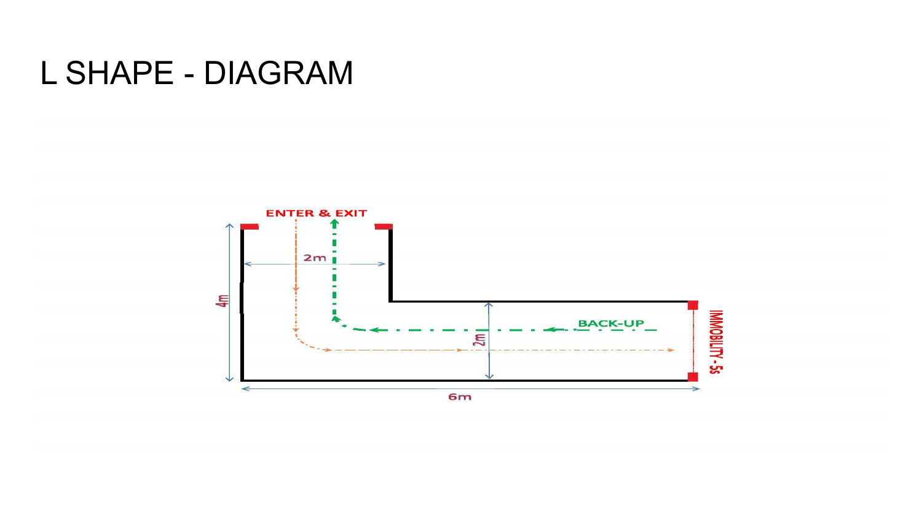# L SHAPE - DIAGRAM

ENTER & EXIT

2m

4m

2m

BACK-UP

IMMOBILITY - 5s

6m